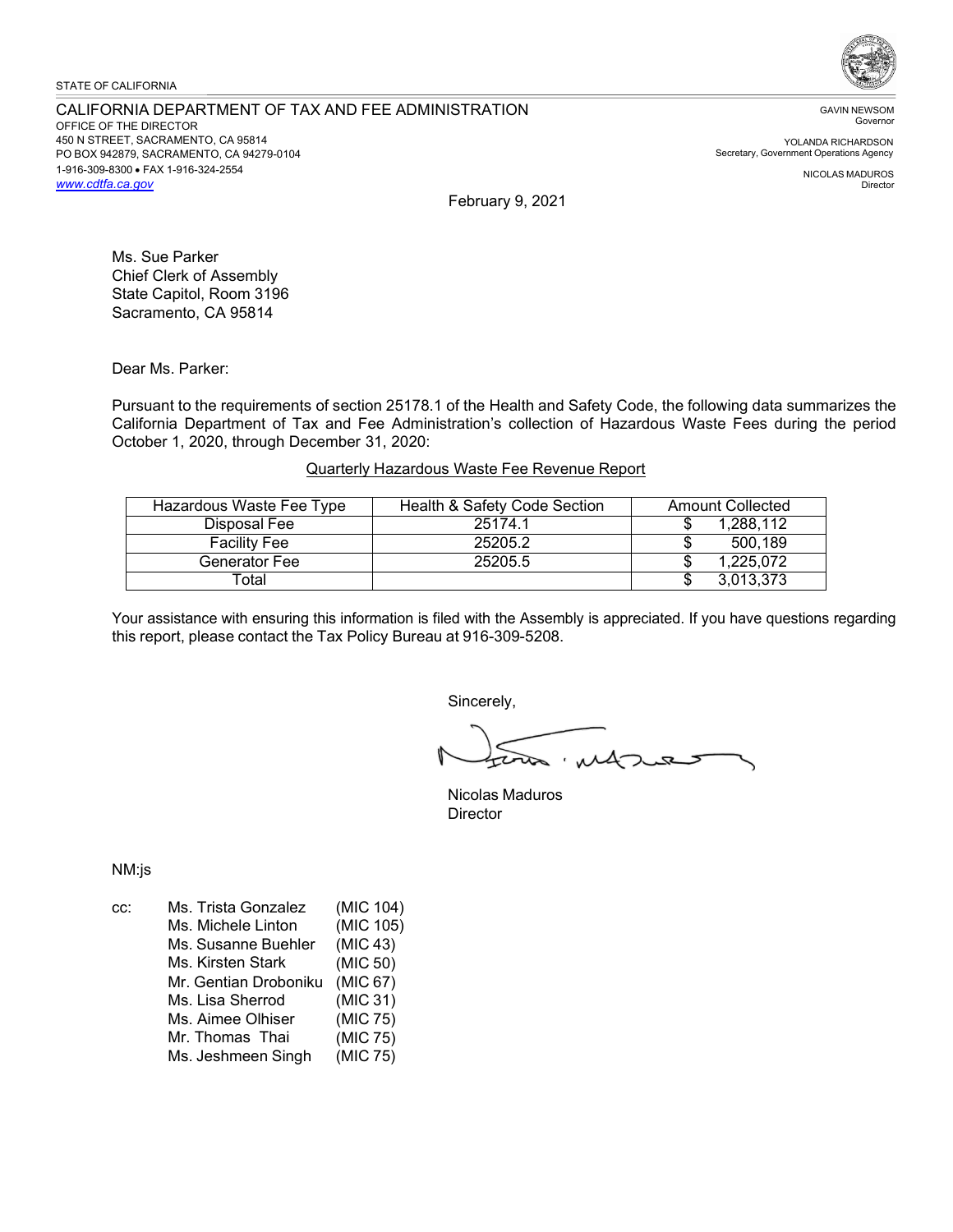STATE OF CALIFORNIA

CALIFORNIA DEPARTMENT OF TAX AND FEE ADMINISTRATION
OFFICE OF THE DIRECTOR
450 N STREET, SACRAMENTO, CA 95814
PO BOX 942879, SACRAMENTO, CA 94279-0104
1-916-309-8300 • FAX 1-916-324-2554
www.cdtfa.ca.gov

GAVIN NEWSOM
Governor

YOLANDA RICHARDSON
Secretary, Government Operations Agency

NICOLAS MADUROS
Director

February 9, 2021

Ms. Sue Parker
Chief Clerk of Assembly
State Capitol, Room 3196
Sacramento, CA 95814

Dear Ms. Parker:

Pursuant to the requirements of section 25178.1 of the Health and Safety Code, the following data summarizes the California Department of Tax and Fee Administration's collection of Hazardous Waste Fees during the period October 1, 2020, through December 31, 2020:

Quarterly Hazardous Waste Fee Revenue Report

| Hazardous Waste Fee Type | Health & Safety Code Section | Amount Collected |
|---|---|---|
| Disposal Fee | 25174.1 | $ 1,288,112 |
| Facility Fee | 25205.2 | $ 500,189 |
| Generator Fee | 25205.5 | $ 1,225,072 |
| Total | | $ 3,013,373 |

Your assistance with ensuring this information is filed with the Assembly is appreciated. If you have questions regarding this report, please contact the Tax Policy Bureau at 916-309-5208.

Sincerely,

Nicolas Maduros
Director

NM:js

cc: Ms. Trista Gonzalez (MIC 104)
Ms. Michele Linton (MIC 105)
Ms. Susanne Buehler (MIC 43)
Ms. Kirsten Stark (MIC 50)
Mr. Gentian Droboniku (MIC 67)
Ms. Lisa Sherrod (MIC 31)
Ms. Aimee Olhiser (MIC 75)
Mr. Thomas Thai (MIC 75)
Ms. Jeshmeen Singh (MIC 75)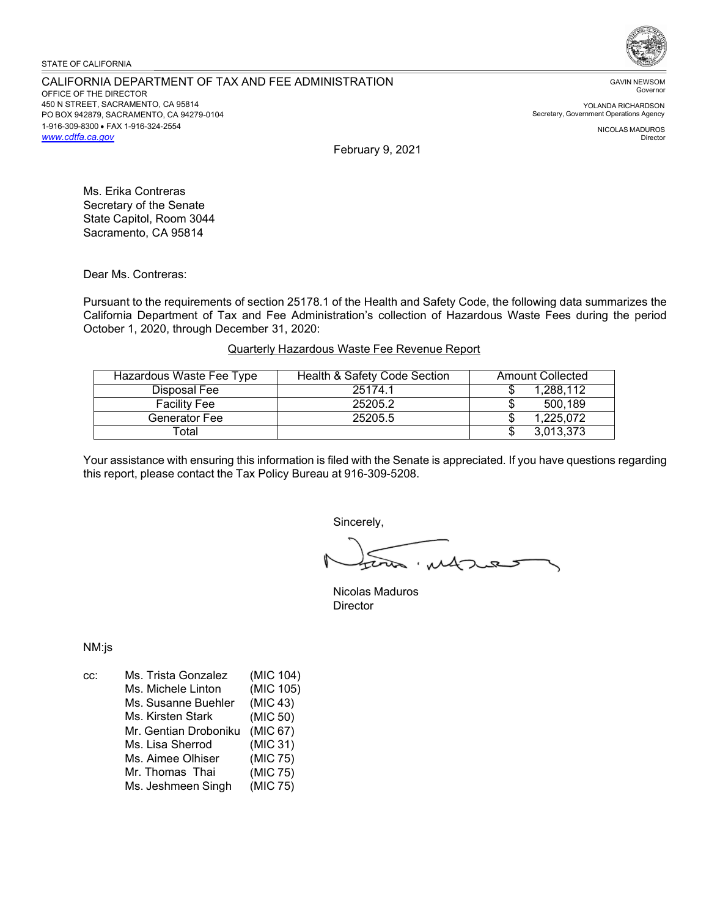STATE OF CALIFORNIA

CALIFORNIA DEPARTMENT OF TAX AND FEE ADMINISTRATION
OFFICE OF THE DIRECTOR
450 N STREET, SACRAMENTO, CA 95814
PO BOX 942879, SACRAMENTO, CA 94279-0104
1-916-309-8300 • FAX 1-916-324-2554
www.cdtfa.ca.gov

GAVIN NEWSOM
Governor

YOLANDA RICHARDSON
Secretary, Government Operations Agency

NICOLAS MADUROS
Director

February 9, 2021

Ms. Erika Contreras
Secretary of the Senate
State Capitol, Room 3044
Sacramento, CA 95814

Dear Ms. Contreras:

Pursuant to the requirements of section 25178.1 of the Health and Safety Code, the following data summarizes the California Department of Tax and Fee Administration's collection of Hazardous Waste Fees during the period October 1, 2020, through December 31, 2020:

Quarterly Hazardous Waste Fee Revenue Report

| Hazardous Waste Fee Type | Health & Safety Code Section | Amount Collected |
|---|---|---|
| Disposal Fee | 25174.1 | $ 1,288,112 |
| Facility Fee | 25205.2 | $ 500,189 |
| Generator Fee | 25205.5 | $ 1,225,072 |
| Total | | $ 3,013,373 |

Your assistance with ensuring this information is filed with the Senate is appreciated. If you have questions regarding this report, please contact the Tax Policy Bureau at 916-309-5208.

Sincerely,

Nicolas Maduros
Director

NM:js

cc:
- Ms. Trista Gonzalez (MIC 104)
- Ms. Michele Linton (MIC 105)
- Ms. Susanne Buehler (MIC 43)
- Ms. Kirsten Stark (MIC 50)
- Mr. Gentian Droboniku (MIC 67)
- Ms. Lisa Sherrod (MIC 31)
- Ms. Aimee Olhiser (MIC 75)
- Mr. Thomas Thai (MIC 75)
- Ms. Jeshmeen Singh (MIC 75)